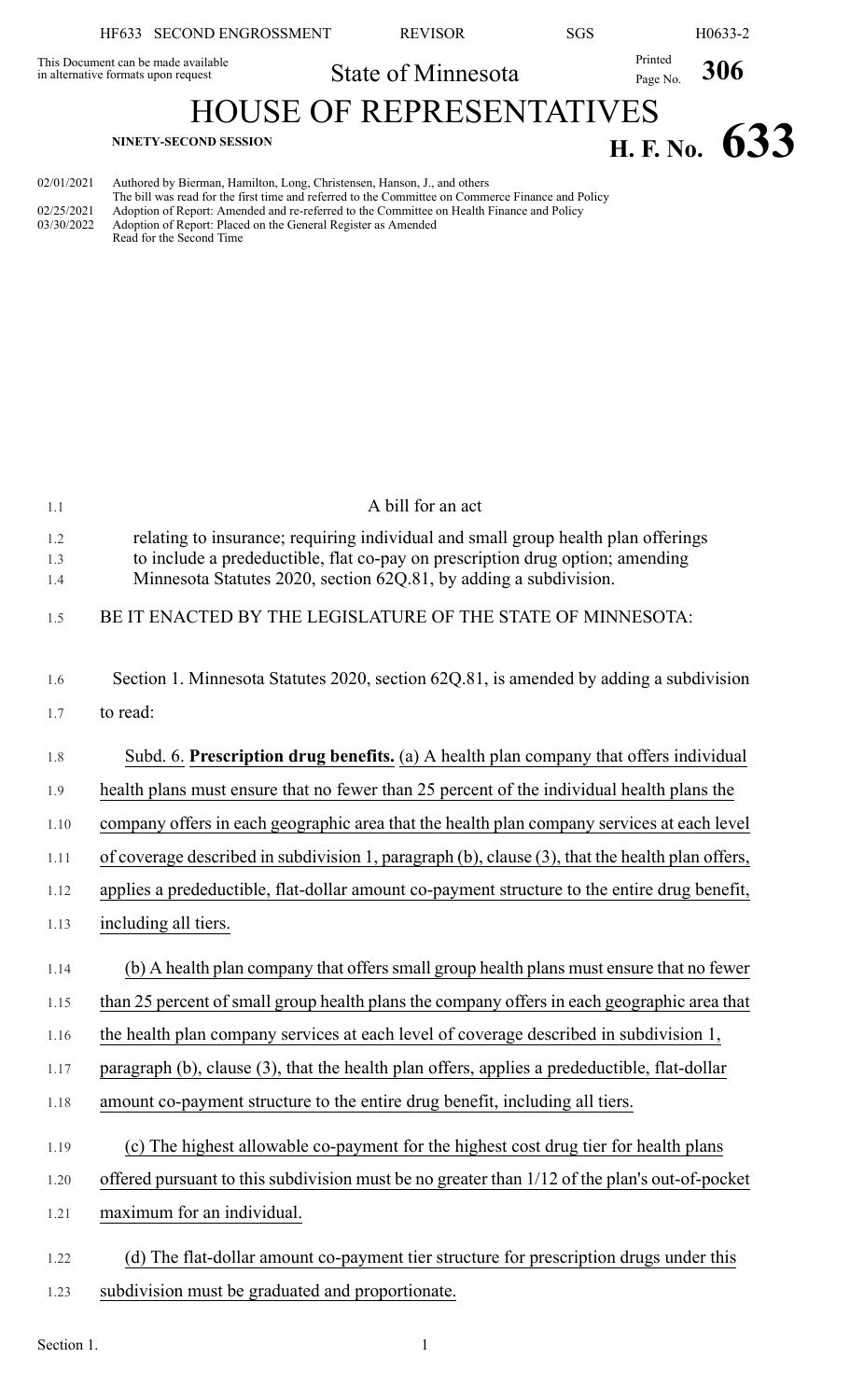This Document can be made available in alternative formats upon request

State of Minnesota

Printed Page No. **306**

# HOUSE OF REPRESENTATIVES

**NINETY-SECOND SESSION**

# H. F. No. 633

02/01/2021 Authored by Bierman, Hamilton, Long, Christensen, Hanson, J., and others
The bill was read for the first time and referred to the Committee on Commerce Finance and Policy
02/25/2021 Adoption of Report: Amended and re-referred to the Committee on Health Finance and Policy
03/30/2022 Adoption of Report: Placed on the General Register as Amended
Read for the Second Time

A bill for an act

relating to insurance; requiring individual and small group health plan offerings to include a predeductible, flat co-pay on prescription drug option; amending Minnesota Statutes 2020, section 62Q.81, by adding a subdivision.

BE IT ENACTED BY THE LEGISLATURE OF THE STATE OF MINNESOTA:

Section 1. Minnesota Statutes 2020, section 62Q.81, is amended by adding a subdivision to read:

Subd. 6. **Prescription drug benefits.** (a) A health plan company that offers individual health plans must ensure that no fewer than 25 percent of the individual health plans the company offers in each geographic area that the health plan company services at each level of coverage described in subdivision 1, paragraph (b), clause (3), that the health plan offers, applies a predeductible, flat-dollar amount co-payment structure to the entire drug benefit, including all tiers.

(b) A health plan company that offers small group health plans must ensure that no fewer than 25 percent of small group health plans the company offers in each geographic area that the health plan company services at each level of coverage described in subdivision 1, paragraph (b), clause (3), that the health plan offers, applies a predeductible, flat-dollar amount co-payment structure to the entire drug benefit, including all tiers.

(c) The highest allowable co-payment for the highest cost drug tier for health plans offered pursuant to this subdivision must be no greater than 1/12 of the plan's out-of-pocket maximum for an individual.

(d) The flat-dollar amount co-payment tier structure for prescription drugs under this subdivision must be graduated and proportionate.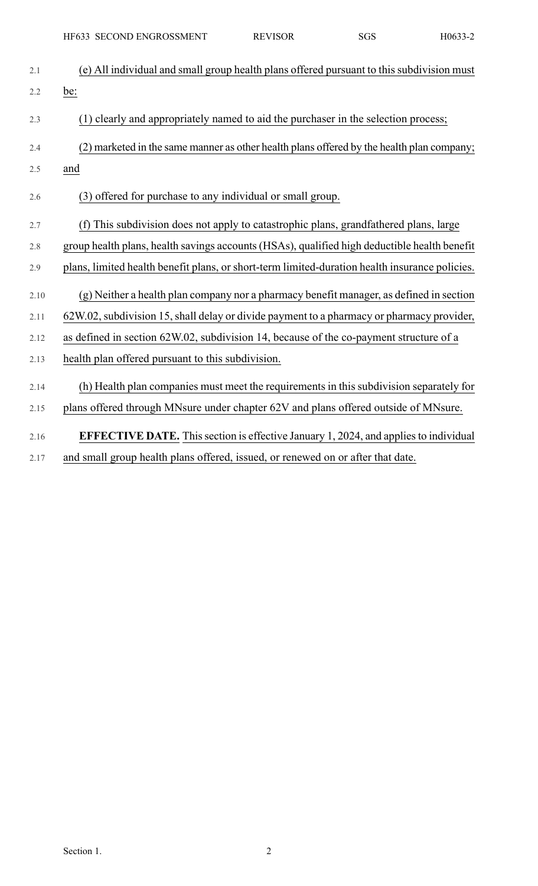(e) All individual and small group health plans offered pursuant to this subdivision must be:

(1) clearly and appropriately named to aid the purchaser in the selection process;

(2) marketed in the same manner as other health plans offered by the health plan company; and

(3) offered for purchase to any individual or small group.

(f) This subdivision does not apply to catastrophic plans, grandfathered plans, large group health plans, health savings accounts (HSAs), qualified high deductible health benefit plans, limited health benefit plans, or short-term limited-duration health insurance policies.

(g) Neither a health plan company nor a pharmacy benefit manager, as defined in section 62W.02, subdivision 15, shall delay or divide payment to a pharmacy or pharmacy provider, as defined in section 62W.02, subdivision 14, because of the co-payment structure of a health plan offered pursuant to this subdivision.

(h) Health plan companies must meet the requirements in this subdivision separately for plans offered through MNsure under chapter 62V and plans offered outside of MNsure.

**EFFECTIVE DATE.** This section is effective January 1, 2024, and applies to individual and small group health plans offered, issued, or renewed on or after that date.